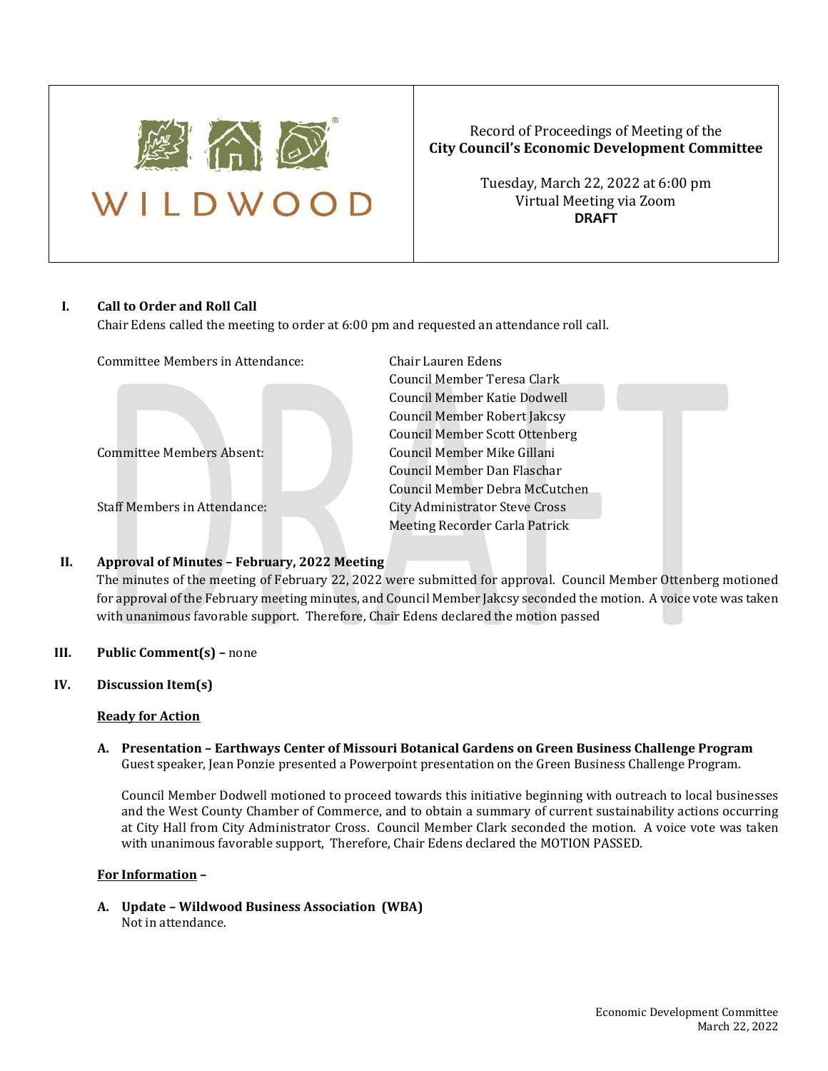WILDWOOD

Record of Proceedings of Meeting of the
**City Council's Economic Development Committee**

Tuesday, March 22, 2022 at 6:00 pm
Virtual Meeting via Zoom
**DRAFT**

**I. Call to Order and Roll Call**

Chair Edens called the meeting to order at 6:00 pm and requested an attendance roll call.

| | |
|---|---|
| Committee Members in Attendance: | Chair Lauren Edens |
| | Council Member Teresa Clark |
| | Council Member Katie Dodwell |
| | Council Member Robert Jakcsy |
| | Council Member Scott Ottenberg |
| Committee Members Absent: | Council Member Mike Gillani |
| | Council Member Dan Flaschar |
| | Council Member Debra McCutchen |
| Staff Members in Attendance: | City Administrator Steve Cross |
| | Meeting Recorder Carla Patrick |

**II. Approval of Minutes – February, 2022 Meeting**

The minutes of the meeting of February 22, 2022 were submitted for approval. Council Member Ottenberg motioned for approval of the February meeting minutes, and Council Member Jakcsy seconded the motion. A voice vote was taken with unanimous favorable support. Therefore, Chair Edens declared the motion passed

**III. Public Comment(s) –** none

**IV. Discussion Item(s)**

**Ready for Action**

**A. Presentation – Earthways Center of Missouri Botanical Gardens on Green Business Challenge Program**
Guest speaker, Jean Ponzie presented a Powerpoint presentation on the Green Business Challenge Program.

Council Member Dodwell motioned to proceed towards this initiative beginning with outreach to local businesses and the West County Chamber of Commerce, and to obtain a summary of current sustainability actions occurring at City Hall from City Administrator Cross. Council Member Clark seconded the motion. A voice vote was taken with unanimous favorable support, Therefore, Chair Edens declared the MOTION PASSED.

**For Information –**

**A. Update – Wildwood Business Association (WBA)**
Not in attendance.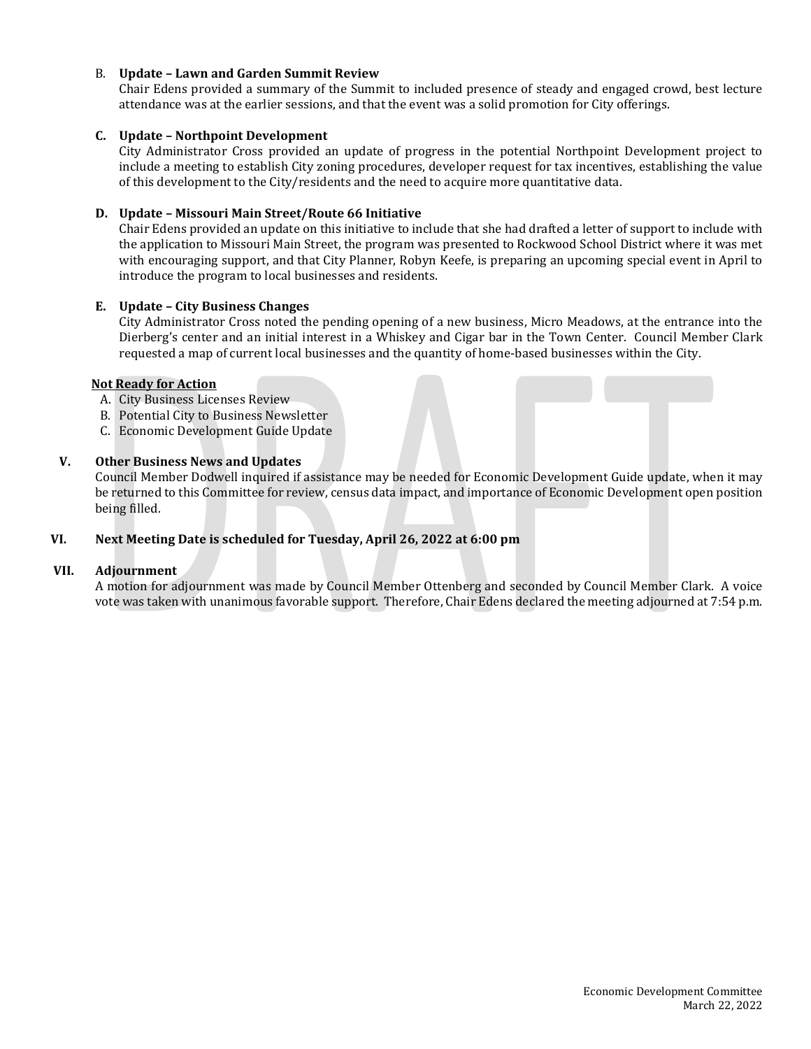B. **Update – Lawn and Garden Summit Review**
Chair Edens provided a summary of the Summit to included presence of steady and engaged crowd, best lecture attendance was at the earlier sessions, and that the event was a solid promotion for City offerings.

C. **Update – Northpoint Development**
City Administrator Cross provided an update of progress in the potential Northpoint Development project to include a meeting to establish City zoning procedures, developer request for tax incentives, establishing the value of this development to the City/residents and the need to acquire more quantitative data.

D. **Update – Missouri Main Street/Route 66 Initiative**
Chair Edens provided an update on this initiative to include that she had drafted a letter of support to include with the application to Missouri Main Street, the program was presented to Rockwood School District where it was met with encouraging support, and that City Planner, Robyn Keefe, is preparing an upcoming special event in April to introduce the program to local businesses and residents.

E. **Update – City Business Changes**
City Administrator Cross noted the pending opening of a new business, Micro Meadows, at the entrance into the Dierberg's center and an initial interest in a Whiskey and Cigar bar in the Town Center. Council Member Clark requested a map of current local businesses and the quantity of home-based businesses within the City.

**Not Ready for Action**

A. City Business Licenses Review
B. Potential City to Business Newsletter
C. Economic Development Guide Update

**V. Other Business News and Updates**

Council Member Dodwell inquired if assistance may be needed for Economic Development Guide update, when it may be returned to this Committee for review, census data impact, and importance of Economic Development open position being filled.

**VI. Next Meeting Date is scheduled for Tuesday, April 26, 2022 at 6:00 pm**

**VII. Adjournment**

A motion for adjournment was made by Council Member Ottenberg and seconded by Council Member Clark. A voice vote was taken with unanimous favorable support. Therefore, Chair Edens declared the meeting adjourned at 7:54 p.m.

DRAFT